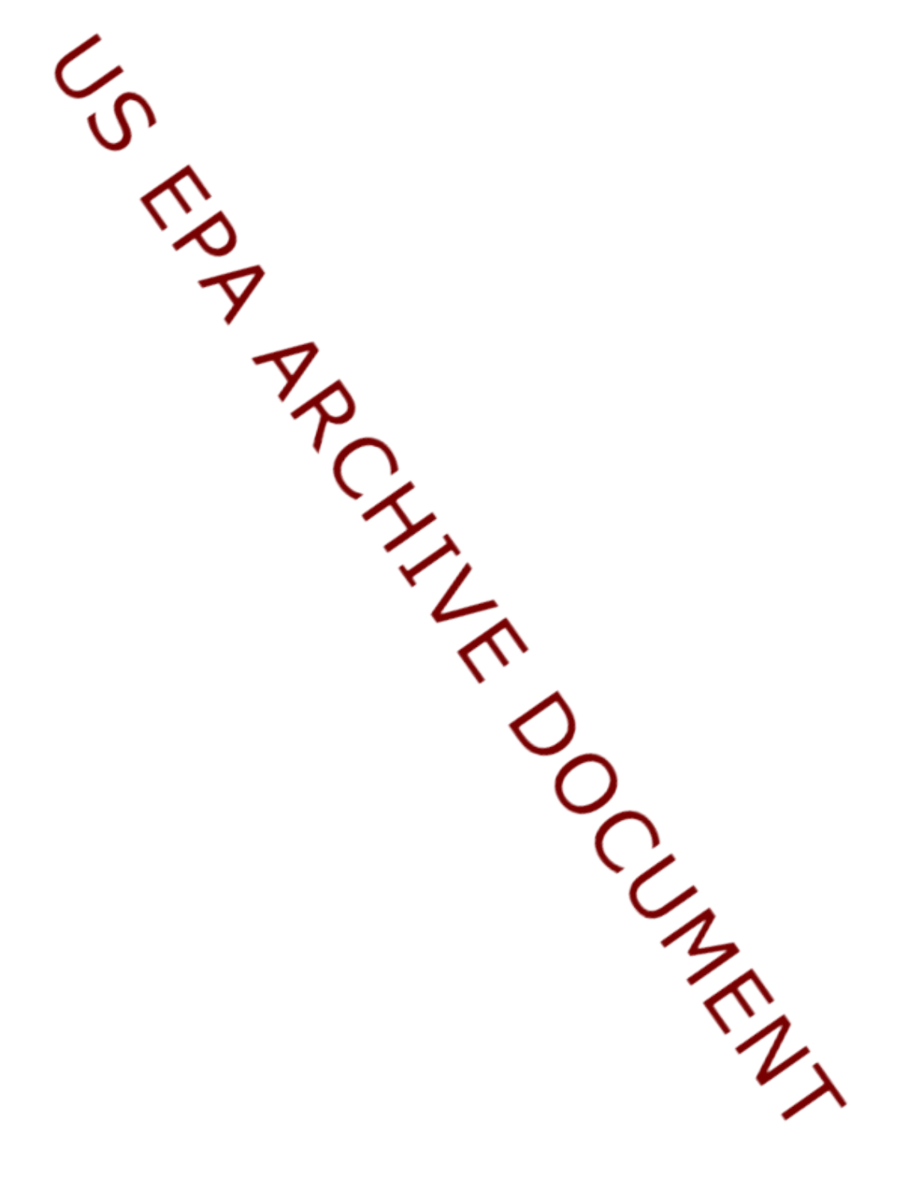US EPA ARCHIVE DOCUMENT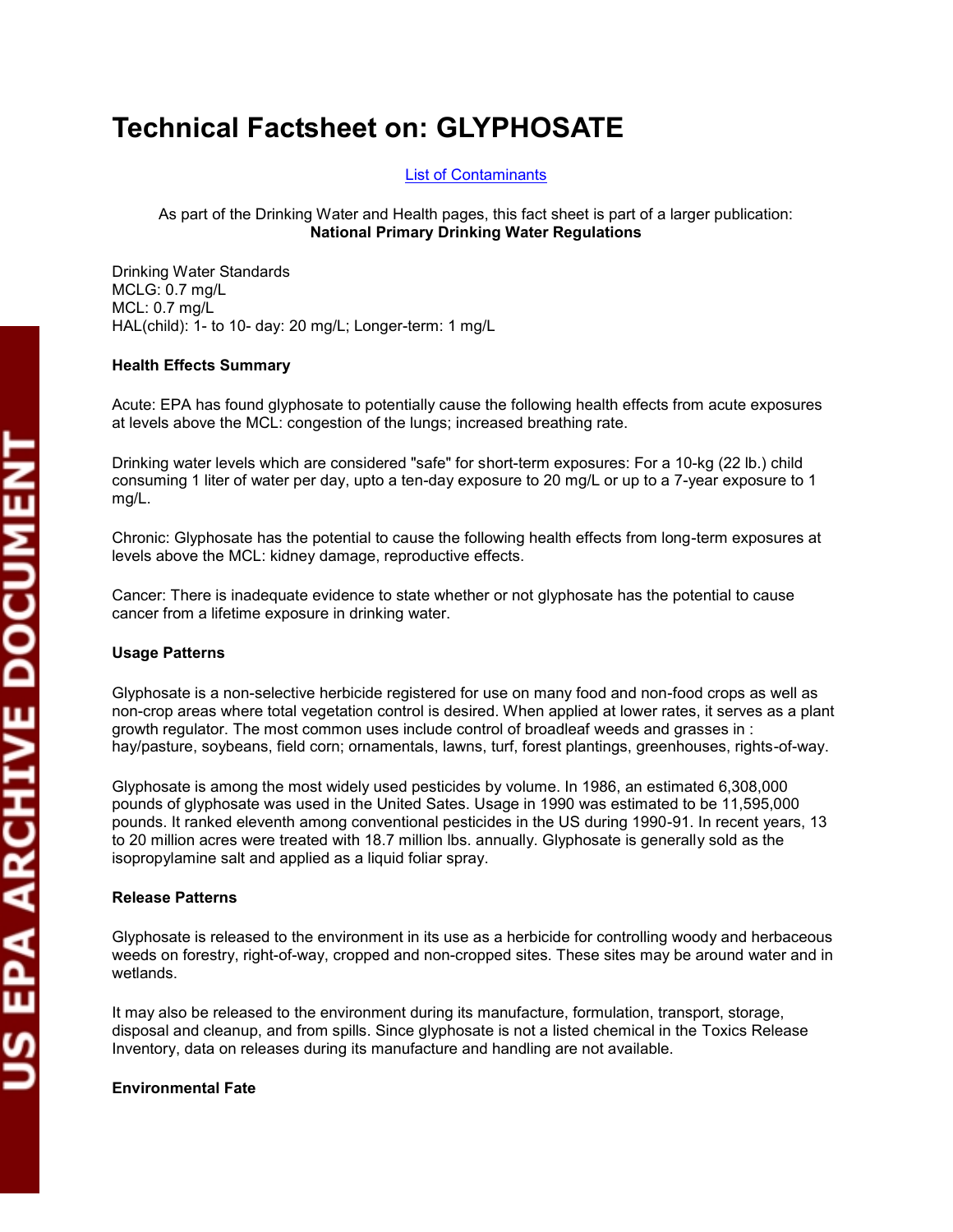# Technical Factsheet on: GLYPHOSATE

List of Contaminants

As part of the Drinking Water and Health pages, this fact sheet is part of a larger publication:
**National Primary Drinking Water Regulations**

Drinking Water Standards
MCLG: 0.7 mg/L
MCL: 0.7 mg/L
HAL(child): 1- to 10- day: 20 mg/L; Longer-term: 1 mg/L

**Health Effects Summary**

Acute: EPA has found glyphosate to potentially cause the following health effects from acute exposures at levels above the MCL: congestion of the lungs; increased breathing rate.

Drinking water levels which are considered "safe" for short-term exposures: For a 10-kg (22 lb.) child consuming 1 liter of water per day, upto a ten-day exposure to 20 mg/L or up to a 7-year exposure to 1 mg/L.

Chronic: Glyphosate has the potential to cause the following health effects from long-term exposures at levels above the MCL: kidney damage, reproductive effects.

Cancer: There is inadequate evidence to state whether or not glyphosate has the potential to cause cancer from a lifetime exposure in drinking water.

**Usage Patterns**

Glyphosate is a non-selective herbicide registered for use on many food and non-food crops as well as non-crop areas where total vegetation control is desired. When applied at lower rates, it serves as a plant growth regulator. The most common uses include control of broadleaf weeds and grasses in : hay/pasture, soybeans, field corn; ornamentals, lawns, turf, forest plantings, greenhouses, rights-of-way.

Glyphosate is among the most widely used pesticides by volume. In 1986, an estimated 6,308,000 pounds of glyphosate was used in the United Sates. Usage in 1990 was estimated to be 11,595,000 pounds. It ranked eleventh among conventional pesticides in the US during 1990-91. In recent years, 13 to 20 million acres were treated with 18.7 million lbs. annually. Glyphosate is generally sold as the isopropylamine salt and applied as a liquid foliar spray.

**Release Patterns**

Glyphosate is released to the environment in its use as a herbicide for controlling woody and herbaceous weeds on forestry, right-of-way, cropped and non-cropped sites. These sites may be around water and in wetlands.

It may also be released to the environment during its manufacture, formulation, transport, storage, disposal and cleanup, and from spills. Since glyphosate is not a listed chemical in the Toxics Release Inventory, data on releases during its manufacture and handling are not available.

**Environmental Fate**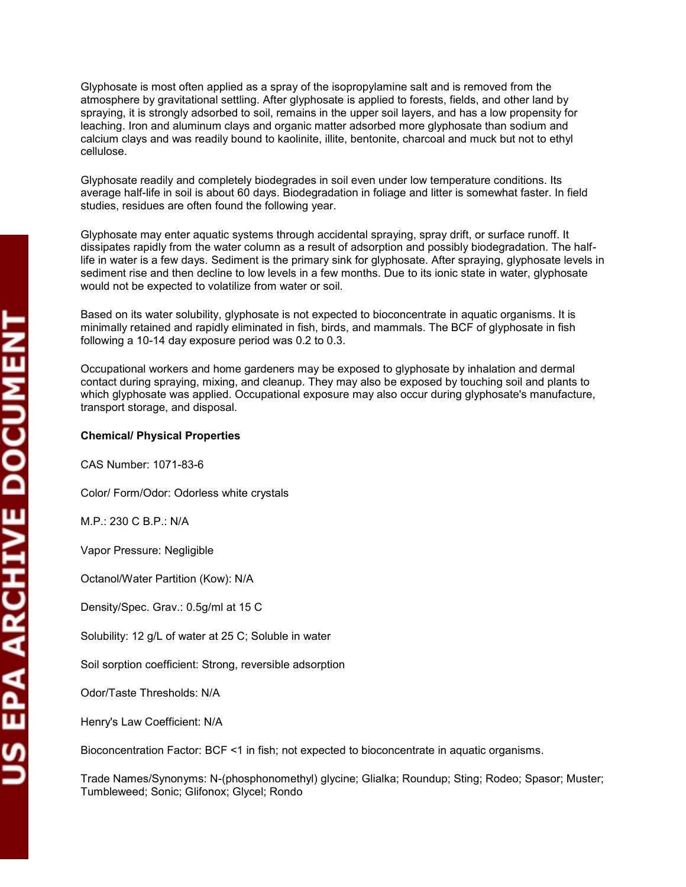Glyphosate is most often applied as a spray of the isopropylamine salt and is removed from the atmosphere by gravitational settling. After glyphosate is applied to forests, fields, and other land by spraying, it is strongly adsorbed to soil, remains in the upper soil layers, and has a low propensity for leaching. Iron and aluminum clays and organic matter adsorbed more glyphosate than sodium and calcium clays and was readily bound to kaolinite, illite, bentonite, charcoal and muck but not to ethyl cellulose.

Glyphosate readily and completely biodegrades in soil even under low temperature conditions. Its average half-life in soil is about 60 days. Biodegradation in foliage and litter is somewhat faster. In field studies, residues are often found the following year.

Glyphosate may enter aquatic systems through accidental spraying, spray drift, or surface runoff. It dissipates rapidly from the water column as a result of adsorption and possibly biodegradation. The half-life in water is a few days. Sediment is the primary sink for glyphosate. After spraying, glyphosate levels in sediment rise and then decline to low levels in a few months. Due to its ionic state in water, glyphosate would not be expected to volatilize from water or soil.

Based on its water solubility, glyphosate is not expected to bioconcentrate in aquatic organisms. It is minimally retained and rapidly eliminated in fish, birds, and mammals. The BCF of glyphosate in fish following a 10-14 day exposure period was 0.2 to 0.3.

Occupational workers and home gardeners may be exposed to glyphosate by inhalation and dermal contact during spraying, mixing, and cleanup. They may also be exposed by touching soil and plants to which glyphosate was applied. Occupational exposure may also occur during glyphosate's manufacture, transport storage, and disposal.

**Chemical/ Physical Properties**

CAS Number: 1071-83-6

Color/ Form/Odor: Odorless white crystals

M.P.: 230 C B.P.: N/A

Vapor Pressure: Negligible

Octanol/Water Partition (Kow): N/A

Density/Spec. Grav.: 0.5g/ml at 15 C

Solubility: 12 g/L of water at 25 C; Soluble in water

Soil sorption coefficient: Strong, reversible adsorption

Odor/Taste Thresholds: N/A

Henry's Law Coefficient: N/A

Bioconcentration Factor: BCF <1 in fish; not expected to bioconcentrate in aquatic organisms.

Trade Names/Synonyms: N-(phosphonomethyl) glycine; Glialka; Roundup; Sting; Rodeo; Spasor; Muster; Tumbleweed; Sonic; Glifonox; Glycel; Rondo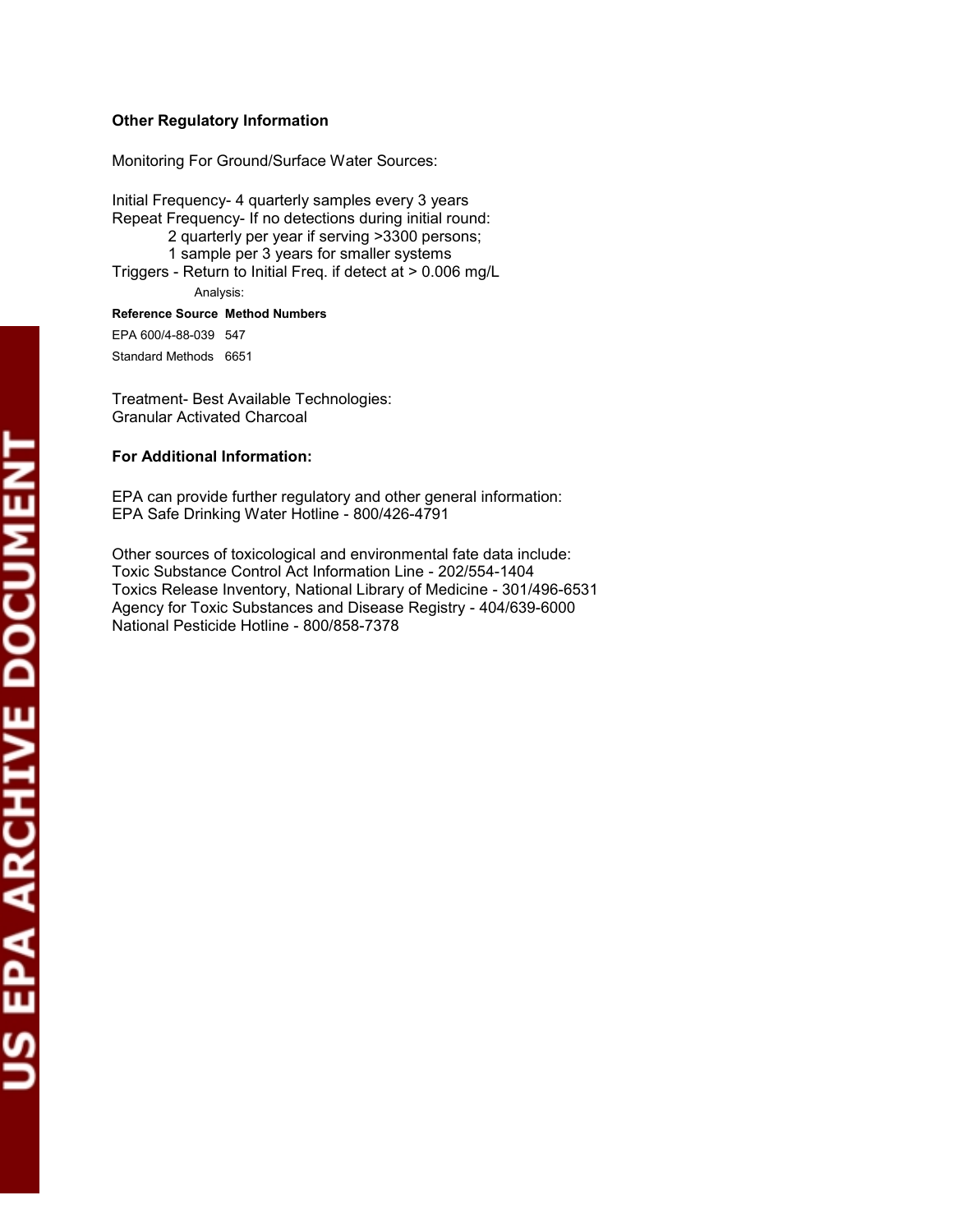**Other Regulatory Information**

Monitoring For Ground/Surface Water Sources:

Initial Frequency- 4 quarterly samples every 3 years
Repeat Frequency- If no detections during initial round:
  2 quarterly per year if serving >3300 persons;
  1 sample per 3 years for smaller systems
Triggers - Return to Initial Freq. if detect at > 0.006 mg/L

Analysis:

| Reference Source | Method Numbers |
| --- | --- |
| EPA 600/4-88-039 | 547 |
| Standard Methods | 6651 |

Treatment- Best Available Technologies:
Granular Activated Charcoal

**For Additional Information:**

EPA can provide further regulatory and other general information:
EPA Safe Drinking Water Hotline - 800/426-4791

Other sources of toxicological and environmental fate data include:
Toxic Substance Control Act Information Line - 202/554-1404
Toxics Release Inventory, National Library of Medicine - 301/496-6531
Agency for Toxic Substances and Disease Registry - 404/639-6000
National Pesticide Hotline - 800/858-7378